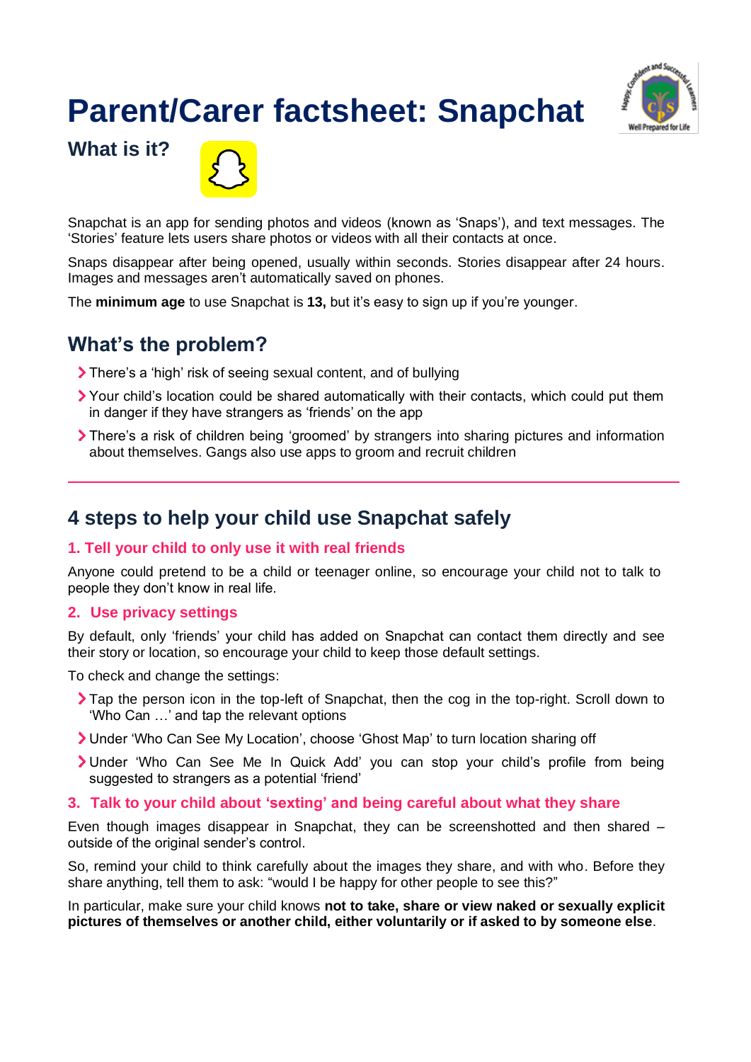# Parent/Carer factsheet: Snapchat

## What is it?

Snapchat is an app for sending photos and videos (known as 'Snaps'), and text messages. The 'Stories' feature lets users share photos or videos with all their contacts at once.

Snaps disappear after being opened, usually within seconds. Stories disappear after 24 hours. Images and messages aren't automatically saved on phones.

The **minimum age** to use Snapchat is **13,** but it's easy to sign up if you're younger.

## What's the problem?

- There's a 'high' risk of seeing sexual content, and of bullying
- Your child's location could be shared automatically with their contacts, which could put them in danger if they have strangers as 'friends' on the app
- There's a risk of children being 'groomed' by strangers into sharing pictures and information about themselves. Gangs also use apps to groom and recruit children

---

## 4 steps to help your child use Snapchat safely

### 1. Tell your child to only use it with real friends

Anyone could pretend to be a child or teenager online, so encourage your child not to talk to people they don't know in real life.

### 2. Use privacy settings

By default, only 'friends' your child has added on Snapchat can contact them directly and see their story or location, so encourage your child to keep those default settings.

To check and change the settings:

- Tap the person icon in the top-left of Snapchat, then the cog in the top-right. Scroll down to 'Who Can …' and tap the relevant options
- Under 'Who Can See My Location', choose 'Ghost Map' to turn location sharing off
- Under 'Who Can See Me In Quick Add' you can stop your child's profile from being suggested to strangers as a potential 'friend'

### 3. Talk to your child about 'sexting' and being careful about what they share

Even though images disappear in Snapchat, they can be screenshotted and then shared – outside of the original sender's control.

So, remind your child to think carefully about the images they share, and with who. Before they share anything, tell them to ask: "would I be happy for other people to see this?"

In particular, make sure your child knows **not to take, share or view naked or sexually explicit pictures of themselves or another child, either voluntarily or if asked to by someone else**.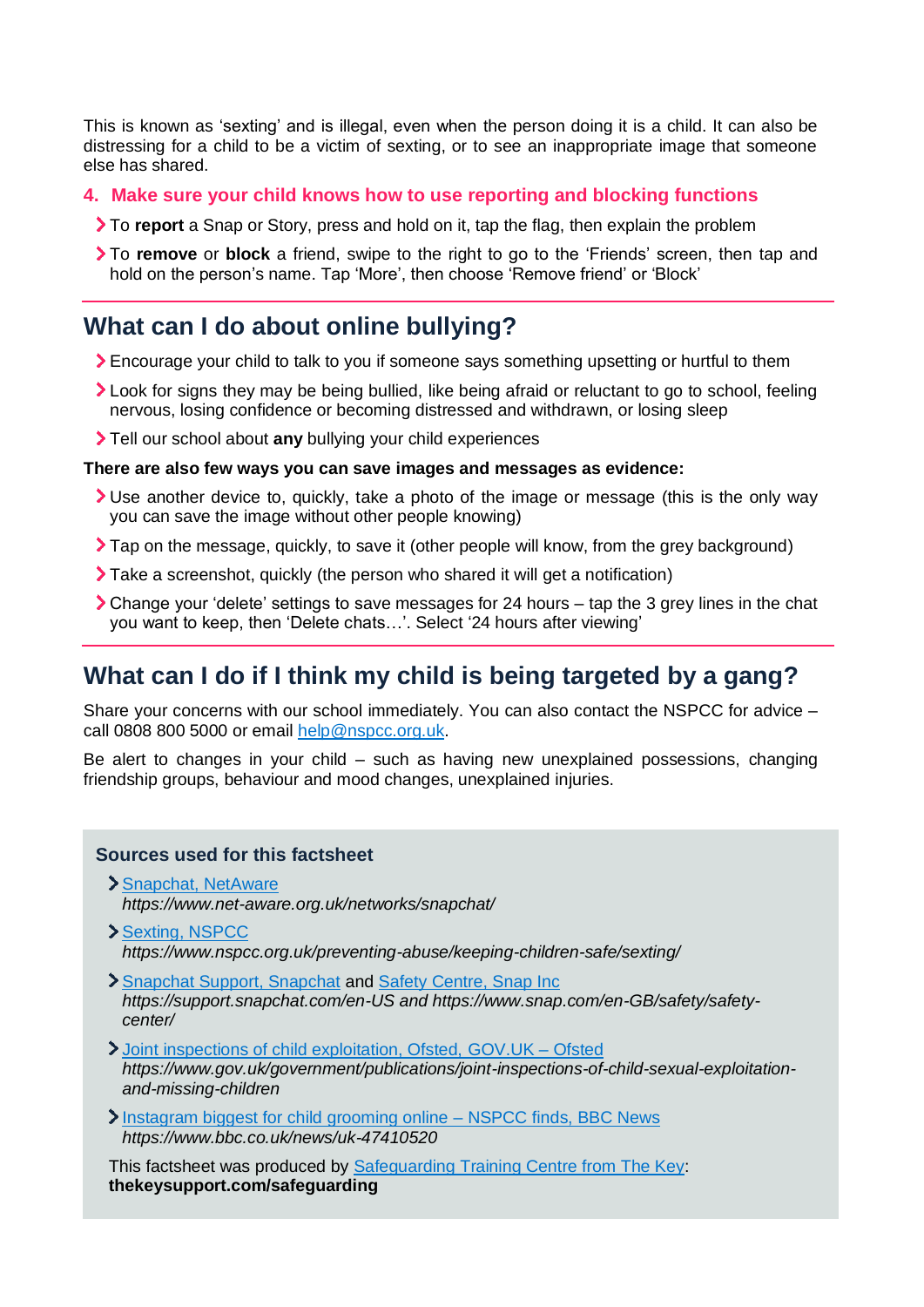This is known as 'sexting' and is illegal, even when the person doing it is a child. It can also be distressing for a child to be a victim of sexting, or to see an inappropriate image that someone else has shared.

### 4. Make sure your child knows how to use reporting and blocking functions

- To **report** a Snap or Story, press and hold on it, tap the flag, then explain the problem
- To **remove** or **block** a friend, swipe to the right to go to the 'Friends' screen, then tap and hold on the person's name. Tap 'More', then choose 'Remove friend' or 'Block'

## What can I do about online bullying?

- Encourage your child to talk to you if someone says something upsetting or hurtful to them
- Look for signs they may be being bullied, like being afraid or reluctant to go to school, feeling nervous, losing confidence or becoming distressed and withdrawn, or losing sleep
- Tell our school about **any** bullying your child experiences

**There are also few ways you can save images and messages as evidence:**

- Use another device to, quickly, take a photo of the image or message (this is the only way you can save the image without other people knowing)
- Tap on the message, quickly, to save it (other people will know, from the grey background)
- Take a screenshot, quickly (the person who shared it will get a notification)
- Change your 'delete' settings to save messages for 24 hours – tap the 3 grey lines in the chat you want to keep, then 'Delete chats…'. Select '24 hours after viewing'

## What can I do if I think my child is being targeted by a gang?

Share your concerns with our school immediately. You can also contact the NSPCC for advice – call 0808 800 5000 or email help@nspcc.org.uk.

Be alert to changes in your child – such as having new unexplained possessions, changing friendship groups, behaviour and mood changes, unexplained injuries.

### Sources used for this factsheet

- Snapchat, NetAware
  *https://www.net-aware.org.uk/networks/snapchat/*
- Sexting, NSPCC
  *https://www.nspcc.org.uk/preventing-abuse/keeping-children-safe/sexting/*
- Snapchat Support, Snapchat and Safety Centre, Snap Inc
  *https://support.snapchat.com/en-US and https://www.snap.com/en-GB/safety/safety-center/*
- Joint inspections of child exploitation, Ofsted, GOV.UK – Ofsted
  *https://www.gov.uk/government/publications/joint-inspections-of-child-sexual-exploitation-and-missing-children*
- Instagram biggest for child grooming online – NSPCC finds, BBC News
  *https://www.bbc.co.uk/news/uk-47410520*

This factsheet was produced by Safeguarding Training Centre from The Key: **thekeysupport.com/safeguarding**